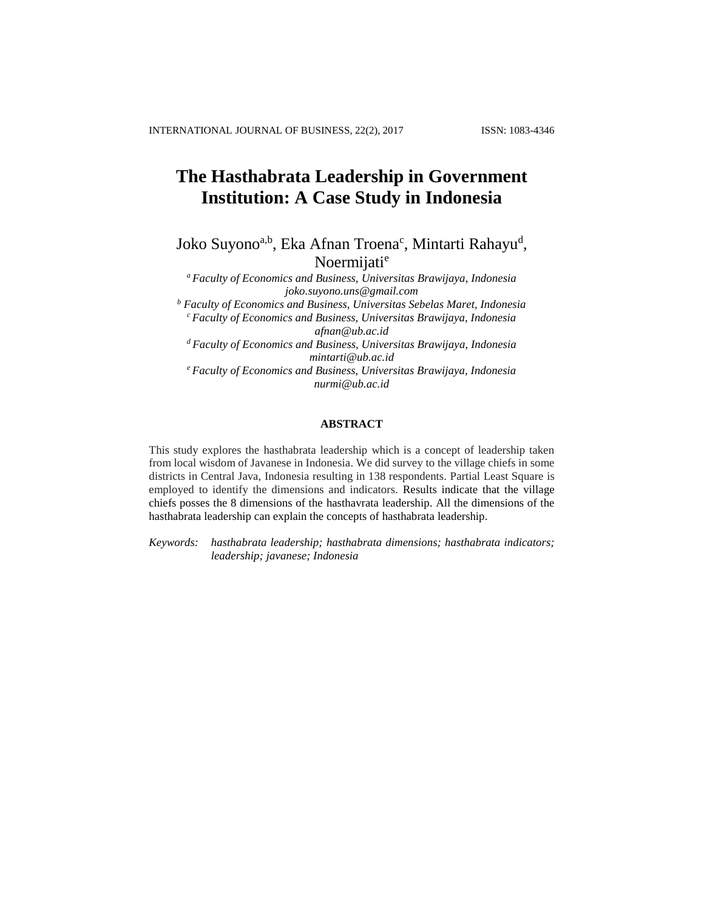# The Hasthabrata Leadership in Government Institution: A Case Study in Indonesia

Joko Suyono[a,b], Eka Afnan Troena[c], Mintarti Rahayu[d], Noermijati[e]

*[a] Faculty of Economics and Business, Universitas Brawijaya, Indonesia*
*joko.suyono.uns@gmail.com*
*[b] Faculty of Economics and Business, Universitas Sebelas Maret, Indonesia*
*[c] Faculty of Economics and Business, Universitas Brawijaya, Indonesia*
*afnan@ub.ac.id*
*[d] Faculty of Economics and Business, Universitas Brawijaya, Indonesia*
*mintarti@ub.ac.id*
*[e] Faculty of Economics and Business, Universitas Brawijaya, Indonesia*
*nurmi@ub.ac.id*

## ABSTRACT

This study explores the hasthabrata leadership which is a concept of leadership taken from local wisdom of Javanese in Indonesia. We did survey to the village chiefs in some districts in Central Java, Indonesia resulting in 138 respondents. Partial Least Square is employed to identify the dimensions and indicators. Results indicate that the village chiefs posses the 8 dimensions of the hasthavrata leadership. All the dimensions of the hasthabrata leadership can explain the concepts of hasthabrata leadership.

*Keywords:* *hasthabrata leadership; hasthabrata dimensions; hasthabrata indicators; leadership; javanese; Indonesia*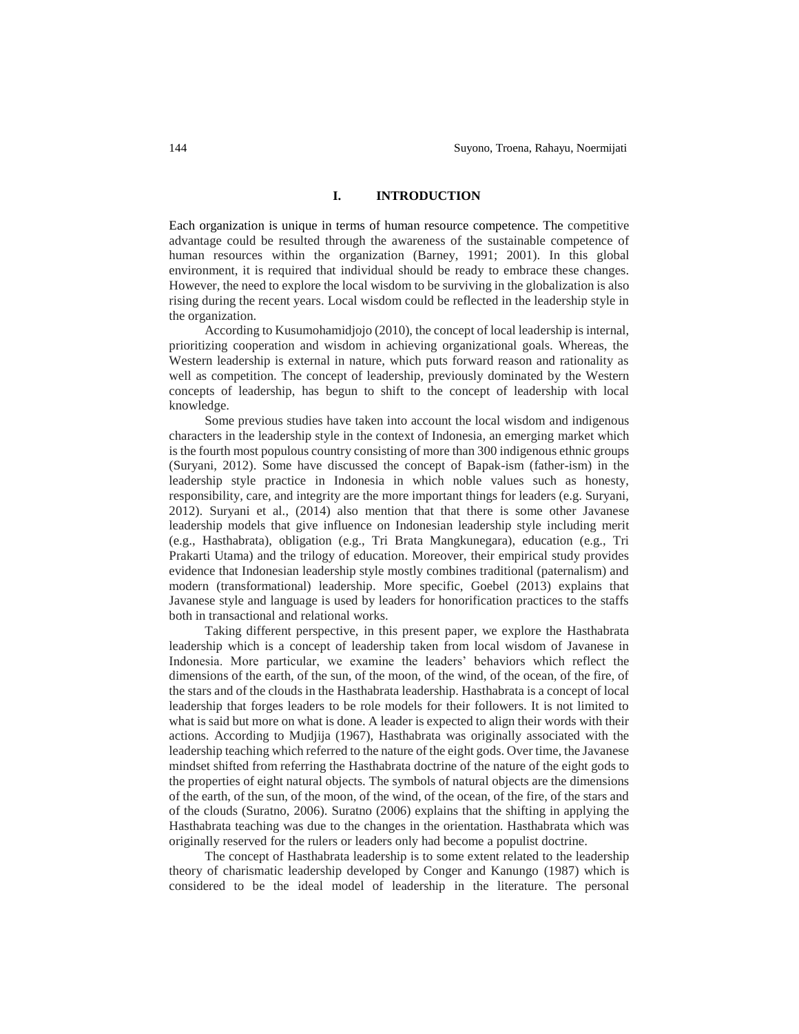## I. INTRODUCTION

Each organization is unique in terms of human resource competence. The competitive advantage could be resulted through the awareness of the sustainable competence of human resources within the organization (Barney, 1991; 2001). In this global environment, it is required that individual should be ready to embrace these changes. However, the need to explore the local wisdom to be surviving in the globalization is also rising during the recent years. Local wisdom could be reflected in the leadership style in the organization.

According to Kusumohamidjojo (2010), the concept of local leadership is internal, prioritizing cooperation and wisdom in achieving organizational goals. Whereas, the Western leadership is external in nature, which puts forward reason and rationality as well as competition. The concept of leadership, previously dominated by the Western concepts of leadership, has begun to shift to the concept of leadership with local knowledge.

Some previous studies have taken into account the local wisdom and indigenous characters in the leadership style in the context of Indonesia, an emerging market which is the fourth most populous country consisting of more than 300 indigenous ethnic groups (Suryani, 2012). Some have discussed the concept of Bapak-ism (father-ism) in the leadership style practice in Indonesia in which noble values such as honesty, responsibility, care, and integrity are the more important things for leaders (e.g. Suryani, 2012). Suryani et al., (2014) also mention that that there is some other Javanese leadership models that give influence on Indonesian leadership style including merit (e.g., Hasthabrata), obligation (e.g., Tri Brata Mangkunegara), education (e.g., Tri Prakarti Utama) and the trilogy of education. Moreover, their empirical study provides evidence that Indonesian leadership style mostly combines traditional (paternalism) and modern (transformational) leadership. More specific, Goebel (2013) explains that Javanese style and language is used by leaders for honorification practices to the staffs both in transactional and relational works.

Taking different perspective, in this present paper, we explore the Hasthabrata leadership which is a concept of leadership taken from local wisdom of Javanese in Indonesia. More particular, we examine the leaders' behaviors which reflect the dimensions of the earth, of the sun, of the moon, of the wind, of the ocean, of the fire, of the stars and of the clouds in the Hasthabrata leadership. Hasthabrata is a concept of local leadership that forges leaders to be role models for their followers. It is not limited to what is said but more on what is done. A leader is expected to align their words with their actions. According to Mudjija (1967), Hasthabrata was originally associated with the leadership teaching which referred to the nature of the eight gods. Over time, the Javanese mindset shifted from referring the Hasthabrata doctrine of the nature of the eight gods to the properties of eight natural objects. The symbols of natural objects are the dimensions of the earth, of the sun, of the moon, of the wind, of the ocean, of the fire, of the stars and of the clouds (Suratno, 2006). Suratno (2006) explains that the shifting in applying the Hasthabrata teaching was due to the changes in the orientation. Hasthabrata which was originally reserved for the rulers or leaders only had become a populist doctrine.

The concept of Hasthabrata leadership is to some extent related to the leadership theory of charismatic leadership developed by Conger and Kanungo (1987) which is considered to be the ideal model of leadership in the literature. The personal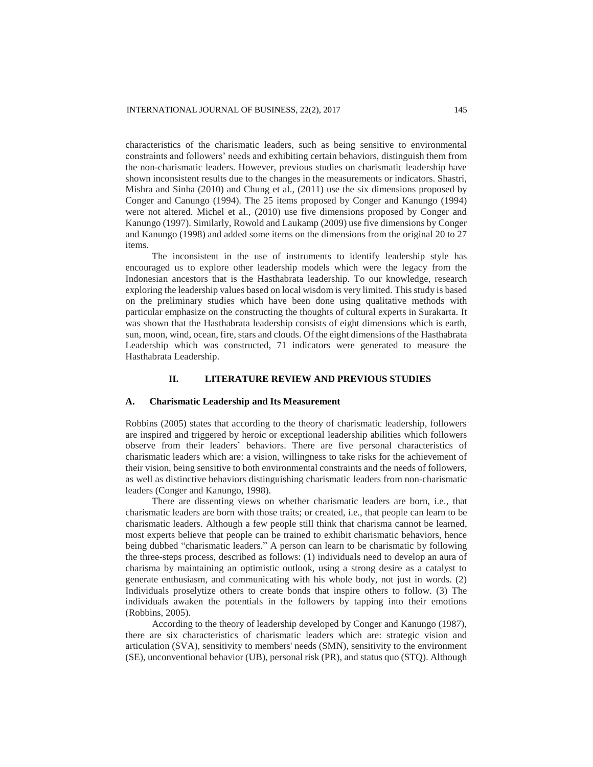characteristics of the charismatic leaders, such as being sensitive to environmental constraints and followers' needs and exhibiting certain behaviors, distinguish them from the non-charismatic leaders. However, previous studies on charismatic leadership have shown inconsistent results due to the changes in the measurements or indicators. Shastri, Mishra and Sinha (2010) and Chung et al., (2011) use the six dimensions proposed by Conger and Canungo (1994). The 25 items proposed by Conger and Kanungo (1994) were not altered. Michel et al., (2010) use five dimensions proposed by Conger and Kanungo (1997). Similarly, Rowold and Laukamp (2009) use five dimensions by Conger and Kanungo (1998) and added some items on the dimensions from the original 20 to 27 items.

The inconsistent in the use of instruments to identify leadership style has encouraged us to explore other leadership models which were the legacy from the Indonesian ancestors that is the Hasthabrata leadership. To our knowledge, research exploring the leadership values based on local wisdom is very limited. This study is based on the preliminary studies which have been done using qualitative methods with particular emphasize on the constructing the thoughts of cultural experts in Surakarta. It was shown that the Hasthabrata leadership consists of eight dimensions which is earth, sun, moon, wind, ocean, fire, stars and clouds. Of the eight dimensions of the Hasthabrata Leadership which was constructed, 71 indicators were generated to measure the Hasthabrata Leadership.

## II. LITERATURE REVIEW AND PREVIOUS STUDIES

### A. Charismatic Leadership and Its Measurement

Robbins (2005) states that according to the theory of charismatic leadership, followers are inspired and triggered by heroic or exceptional leadership abilities which followers observe from their leaders' behaviors. There are five personal characteristics of charismatic leaders which are: a vision, willingness to take risks for the achievement of their vision, being sensitive to both environmental constraints and the needs of followers, as well as distinctive behaviors distinguishing charismatic leaders from non-charismatic leaders (Conger and Kanungo, 1998).

There are dissenting views on whether charismatic leaders are born, i.e., that charismatic leaders are born with those traits; or created, i.e., that people can learn to be charismatic leaders. Although a few people still think that charisma cannot be learned, most experts believe that people can be trained to exhibit charismatic behaviors, hence being dubbed "charismatic leaders." A person can learn to be charismatic by following the three-steps process, described as follows: (1) individuals need to develop an aura of charisma by maintaining an optimistic outlook, using a strong desire as a catalyst to generate enthusiasm, and communicating with his whole body, not just in words. (2) Individuals proselytize others to create bonds that inspire others to follow. (3) The individuals awaken the potentials in the followers by tapping into their emotions (Robbins, 2005).

According to the theory of leadership developed by Conger and Kanungo (1987), there are six characteristics of charismatic leaders which are: strategic vision and articulation (SVA), sensitivity to members' needs (SMN), sensitivity to the environment (SE), unconventional behavior (UB), personal risk (PR), and status quo (STQ). Although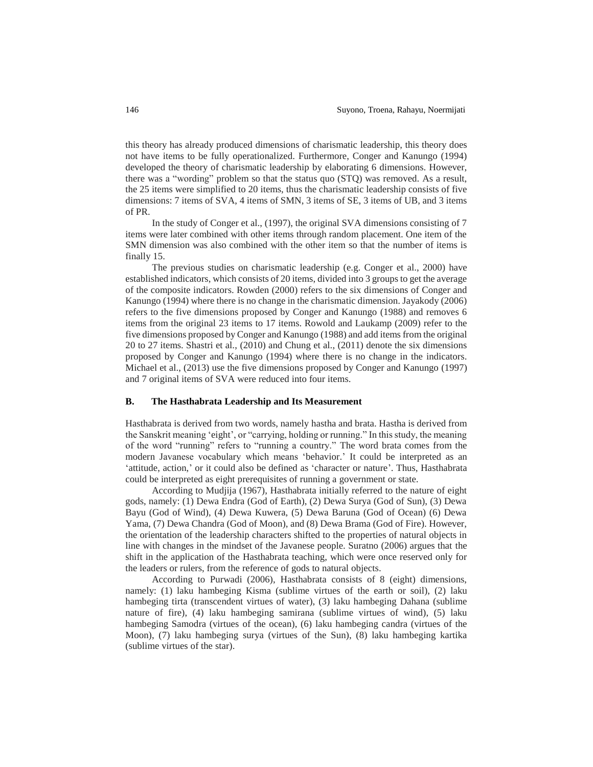this theory has already produced dimensions of charismatic leadership, this theory does not have items to be fully operationalized. Furthermore, Conger and Kanungo (1994) developed the theory of charismatic leadership by elaborating 6 dimensions. However, there was a "wording" problem so that the status quo (STQ) was removed. As a result, the 25 items were simplified to 20 items, thus the charismatic leadership consists of five dimensions: 7 items of SVA, 4 items of SMN, 3 items of SE, 3 items of UB, and 3 items of PR.

In the study of Conger et al., (1997), the original SVA dimensions consisting of 7 items were later combined with other items through random placement. One item of the SMN dimension was also combined with the other item so that the number of items is finally 15.

The previous studies on charismatic leadership (e.g. Conger et al., 2000) have established indicators, which consists of 20 items, divided into 3 groups to get the average of the composite indicators. Rowden (2000) refers to the six dimensions of Conger and Kanungo (1994) where there is no change in the charismatic dimension. Jayakody (2006) refers to the five dimensions proposed by Conger and Kanungo (1988) and removes 6 items from the original 23 items to 17 items. Rowold and Laukamp (2009) refer to the five dimensions proposed by Conger and Kanungo (1988) and add items from the original 20 to 27 items. Shastri et al., (2010) and Chung et al., (2011) denote the six dimensions proposed by Conger and Kanungo (1994) where there is no change in the indicators. Michael et al., (2013) use the five dimensions proposed by Conger and Kanungo (1997) and 7 original items of SVA were reduced into four items.

## B. The Hasthabrata Leadership and Its Measurement

Hasthabrata is derived from two words, namely hastha and brata. Hastha is derived from the Sanskrit meaning 'eight', or "carrying, holding or running." In this study, the meaning of the word "running" refers to "running a country." The word brata comes from the modern Javanese vocabulary which means 'behavior.' It could be interpreted as an 'attitude, action,' or it could also be defined as 'character or nature'. Thus, Hasthabrata could be interpreted as eight prerequisites of running a government or state.

According to Mudjija (1967), Hasthabrata initially referred to the nature of eight gods, namely: (1) Dewa Endra (God of Earth), (2) Dewa Surya (God of Sun), (3) Dewa Bayu (God of Wind), (4) Dewa Kuwera, (5) Dewa Baruna (God of Ocean) (6) Dewa Yama, (7) Dewa Chandra (God of Moon), and (8) Dewa Brama (God of Fire). However, the orientation of the leadership characters shifted to the properties of natural objects in line with changes in the mindset of the Javanese people. Suratno (2006) argues that the shift in the application of the Hasthabrata teaching, which were once reserved only for the leaders or rulers, from the reference of gods to natural objects.

According to Purwadi (2006), Hasthabrata consists of 8 (eight) dimensions, namely: (1) laku hambeging Kisma (sublime virtues of the earth or soil), (2) laku hambeging tirta (transcendent virtues of water), (3) laku hambeging Dahana (sublime nature of fire), (4) laku hambeging samirana (sublime virtues of wind), (5) laku hambeging Samodra (virtues of the ocean), (6) laku hambeging candra (virtues of the Moon), (7) laku hambeging surya (virtues of the Sun), (8) laku hambeging kartika (sublime virtues of the star).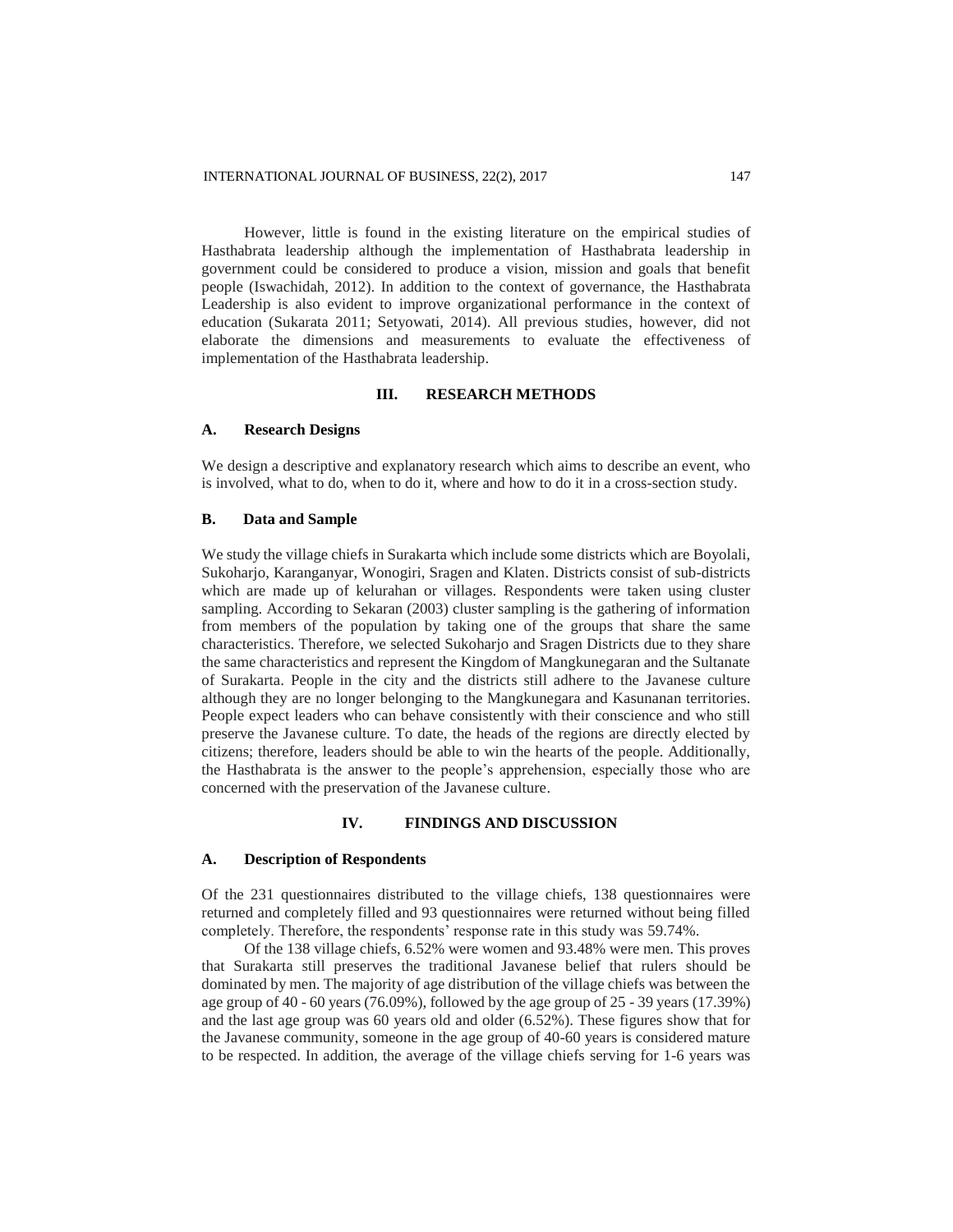However, little is found in the existing literature on the empirical studies of Hasthabrata leadership although the implementation of Hasthabrata leadership in government could be considered to produce a vision, mission and goals that benefit people (Iswachidah, 2012). In addition to the context of governance, the Hasthabrata Leadership is also evident to improve organizational performance in the context of education (Sukarata 2011; Setyowati, 2014). All previous studies, however, did not elaborate the dimensions and measurements to evaluate the effectiveness of implementation of the Hasthabrata leadership.

## III. RESEARCH METHODS

### A. Research Designs

We design a descriptive and explanatory research which aims to describe an event, who is involved, what to do, when to do it, where and how to do it in a cross-section study.

### B. Data and Sample

We study the village chiefs in Surakarta which include some districts which are Boyolali, Sukoharjo, Karanganyar, Wonogiri, Sragen and Klaten. Districts consist of sub-districts which are made up of kelurahan or villages. Respondents were taken using cluster sampling. According to Sekaran (2003) cluster sampling is the gathering of information from members of the population by taking one of the groups that share the same characteristics. Therefore, we selected Sukoharjo and Sragen Districts due to they share the same characteristics and represent the Kingdom of Mangkunegaran and the Sultanate of Surakarta. People in the city and the districts still adhere to the Javanese culture although they are no longer belonging to the Mangkunegara and Kasunanan territories. People expect leaders who can behave consistently with their conscience and who still preserve the Javanese culture. To date, the heads of the regions are directly elected by citizens; therefore, leaders should be able to win the hearts of the people. Additionally, the Hasthabrata is the answer to the people's apprehension, especially those who are concerned with the preservation of the Javanese culture.

## IV. FINDINGS AND DISCUSSION

### A. Description of Respondents

Of the 231 questionnaires distributed to the village chiefs, 138 questionnaires were returned and completely filled and 93 questionnaires were returned without being filled completely. Therefore, the respondents' response rate in this study was 59.74%.

Of the 138 village chiefs, 6.52% were women and 93.48% were men. This proves that Surakarta still preserves the traditional Javanese belief that rulers should be dominated by men. The majority of age distribution of the village chiefs was between the age group of 40 - 60 years (76.09%), followed by the age group of 25 - 39 years (17.39%) and the last age group was 60 years old and older (6.52%). These figures show that for the Javanese community, someone in the age group of 40-60 years is considered mature to be respected. In addition, the average of the village chiefs serving for 1-6 years was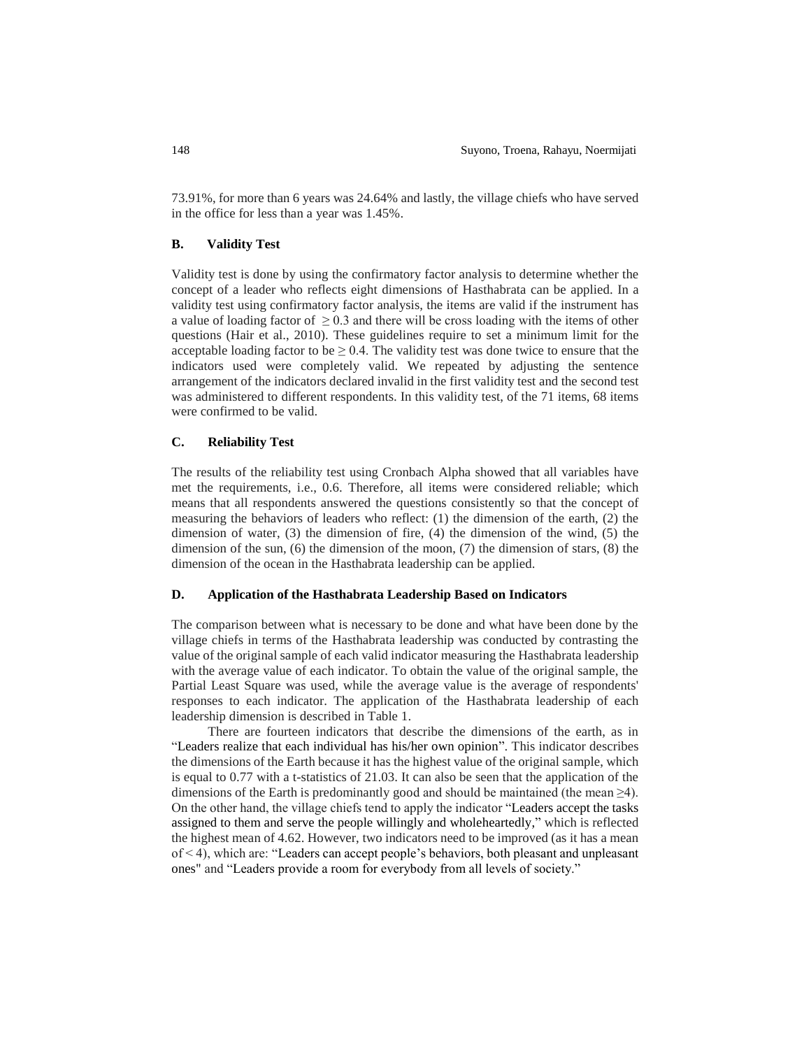73.91%, for more than 6 years was 24.64% and lastly, the village chiefs who have served in the office for less than a year was 1.45%.

## B. Validity Test

Validity test is done by using the confirmatory factor analysis to determine whether the concept of a leader who reflects eight dimensions of Hasthabrata can be applied. In a validity test using confirmatory factor analysis, the items are valid if the instrument has a value of loading factor of $\geq 0.3$ and there will be cross loading with the items of other questions (Hair et al., 2010). These guidelines require to set a minimum limit for the acceptable loading factor to be $\geq 0.4$. The validity test was done twice to ensure that the indicators used were completely valid. We repeated by adjusting the sentence arrangement of the indicators declared invalid in the first validity test and the second test was administered to different respondents. In this validity test, of the 71 items, 68 items were confirmed to be valid.

## C. Reliability Test

The results of the reliability test using Cronbach Alpha showed that all variables have met the requirements, i.e., 0.6. Therefore, all items were considered reliable; which means that all respondents answered the questions consistently so that the concept of measuring the behaviors of leaders who reflect: (1) the dimension of the earth, (2) the dimension of water, (3) the dimension of fire, (4) the dimension of the wind, (5) the dimension of the sun, (6) the dimension of the moon, (7) the dimension of stars, (8) the dimension of the ocean in the Hasthabrata leadership can be applied.

## D. Application of the Hasthabrata Leadership Based on Indicators

The comparison between what is necessary to be done and what have been done by the village chiefs in terms of the Hasthabrata leadership was conducted by contrasting the value of the original sample of each valid indicator measuring the Hasthabrata leadership with the average value of each indicator. To obtain the value of the original sample, the Partial Least Square was used, while the average value is the average of respondents' responses to each indicator. The application of the Hasthabrata leadership of each leadership dimension is described in Table 1.

There are fourteen indicators that describe the dimensions of the earth, as in "Leaders realize that each individual has his/her own opinion". This indicator describes the dimensions of the Earth because it has the highest value of the original sample, which is equal to 0.77 with a t-statistics of 21.03. It can also be seen that the application of the dimensions of the Earth is predominantly good and should be maintained (the mean $\geq$4). On the other hand, the village chiefs tend to apply the indicator "Leaders accept the tasks assigned to them and serve the people willingly and wholeheartedly," which is reflected the highest mean of 4.62. However, two indicators need to be improved (as it has a mean of < 4), which are: "Leaders can accept people's behaviors, both pleasant and unpleasant ones" and "Leaders provide a room for everybody from all levels of society."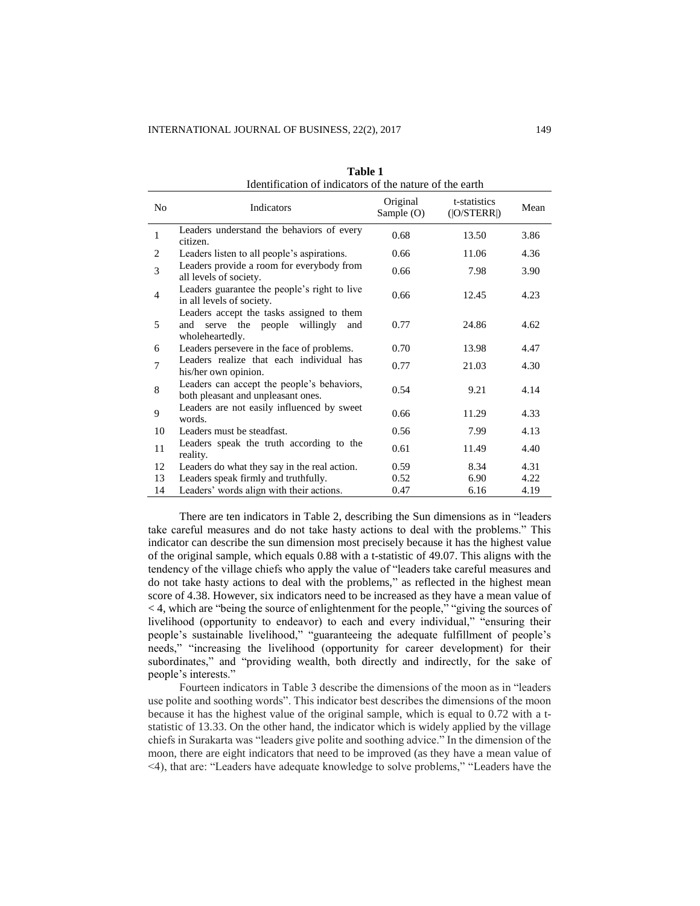**Table 1**
Identification of indicators of the nature of the earth

| No | Indicators | Original Sample (O) | t-statistics (\|O/STERR\|) | Mean |
|---|---|---|---|---|
| 1 | Leaders understand the behaviors of every citizen. | 0.68 | 13.50 | 3.86 |
| 2 | Leaders listen to all people's aspirations. | 0.66 | 11.06 | 4.36 |
| 3 | Leaders provide a room for everybody from all levels of society. | 0.66 | 7.98 | 3.90 |
| 4 | Leaders guarantee the people's right to live in all levels of society. | 0.66 | 12.45 | 4.23 |
| 5 | Leaders accept the tasks assigned to them and serve the people willingly and wholeheartedly. | 0.77 | 24.86 | 4.62 |
| 6 | Leaders persevere in the face of problems. | 0.70 | 13.98 | 4.47 |
| 7 | Leaders realize that each individual has his/her own opinion. | 0.77 | 21.03 | 4.30 |
| 8 | Leaders can accept the people's behaviors, both pleasant and unpleasant ones. | 0.54 | 9.21 | 4.14 |
| 9 | Leaders are not easily influenced by sweet words. | 0.66 | 11.29 | 4.33 |
| 10 | Leaders must be steadfast. | 0.56 | 7.99 | 4.13 |
| 11 | Leaders speak the truth according to the reality. | 0.61 | 11.49 | 4.40 |
| 12 | Leaders do what they say in the real action. | 0.59 | 8.34 | 4.31 |
| 13 | Leaders speak firmly and truthfully. | 0.52 | 6.90 | 4.22 |
| 14 | Leaders' words align with their actions. | 0.47 | 6.16 | 4.19 |

There are ten indicators in Table 2, describing the Sun dimensions as in "leaders take careful measures and do not take hasty actions to deal with the problems." This indicator can describe the sun dimension most precisely because it has the highest value of the original sample, which equals 0.88 with a t-statistic of 49.07. This aligns with the tendency of the village chiefs who apply the value of "leaders take careful measures and do not take hasty actions to deal with the problems," as reflected in the highest mean score of 4.38. However, six indicators need to be increased as they have a mean value of < 4, which are "being the source of enlightenment for the people," "giving the sources of livelihood (opportunity to endeavor) to each and every individual," "ensuring their people's sustainable livelihood," "guaranteeing the adequate fulfillment of people's needs," "increasing the livelihood (opportunity for career development) for their subordinates," and "providing wealth, both directly and indirectly, for the sake of people's interests."

Fourteen indicators in Table 3 describe the dimensions of the moon as in "leaders use polite and soothing words". This indicator best describes the dimensions of the moon because it has the highest value of the original sample, which is equal to 0.72 with a t-statistic of 13.33. On the other hand, the indicator which is widely applied by the village chiefs in Surakarta was "leaders give polite and soothing advice." In the dimension of the moon, there are eight indicators that need to be improved (as they have a mean value of <4), that are: "Leaders have adequate knowledge to solve problems," "Leaders have the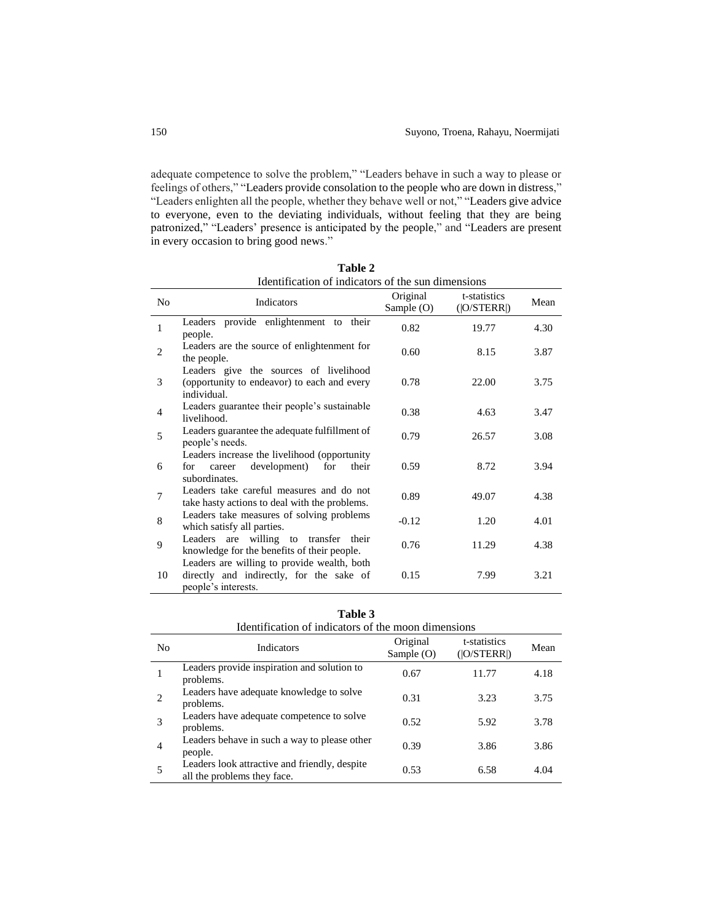adequate competence to solve the problem," "Leaders behave in such a way to please or feelings of others," "Leaders provide consolation to the people who are down in distress," "Leaders enlighten all the people, whether they behave well or not," "Leaders give advice to everyone, even to the deviating individuals, without feeling that they are being patronized," "Leaders' presence is anticipated by the people," and "Leaders are present in every occasion to bring good news."

**Table 2**
Identification of indicators of the sun dimensions

| No | Indicators | Original Sample (O) | t-statistics (\|O/STERR\|) | Mean |
|---|---|---|---|---|
| 1 | Leaders provide enlightenment to their people. | 0.82 | 19.77 | 4.30 |
| 2 | Leaders are the source of enlightenment for the people. | 0.60 | 8.15 | 3.87 |
| 3 | Leaders give the sources of livelihood (opportunity to endeavor) to each and every individual. | 0.78 | 22.00 | 3.75 |
| 4 | Leaders guarantee their people's sustainable livelihood. | 0.38 | 4.63 | 3.47 |
| 5 | Leaders guarantee the adequate fulfillment of people's needs. | 0.79 | 26.57 | 3.08 |
| 6 | Leaders increase the livelihood (opportunity for career development) for their subordinates. | 0.59 | 8.72 | 3.94 |
| 7 | Leaders take careful measures and do not take hasty actions to deal with the problems. | 0.89 | 49.07 | 4.38 |
| 8 | Leaders take measures of solving problems which satisfy all parties. | -0.12 | 1.20 | 4.01 |
| 9 | Leaders are willing to transfer their knowledge for the benefits of their people. | 0.76 | 11.29 | 4.38 |
| 10 | Leaders are willing to provide wealth, both directly and indirectly, for the sake of people's interests. | 0.15 | 7.99 | 3.21 |

**Table 3**
Identification of indicators of the moon dimensions

| No | Indicators | Original Sample (O) | t-statistics (\|O/STERR\|) | Mean |
|---|---|---|---|---|
| 1 | Leaders provide inspiration and solution to problems. | 0.67 | 11.77 | 4.18 |
| 2 | Leaders have adequate knowledge to solve problems. | 0.31 | 3.23 | 3.75 |
| 3 | Leaders have adequate competence to solve problems. | 0.52 | 5.92 | 3.78 |
| 4 | Leaders behave in such a way to please other people. | 0.39 | 3.86 | 3.86 |
| 5 | Leaders look attractive and friendly, despite all the problems they face. | 0.53 | 6.58 | 4.04 |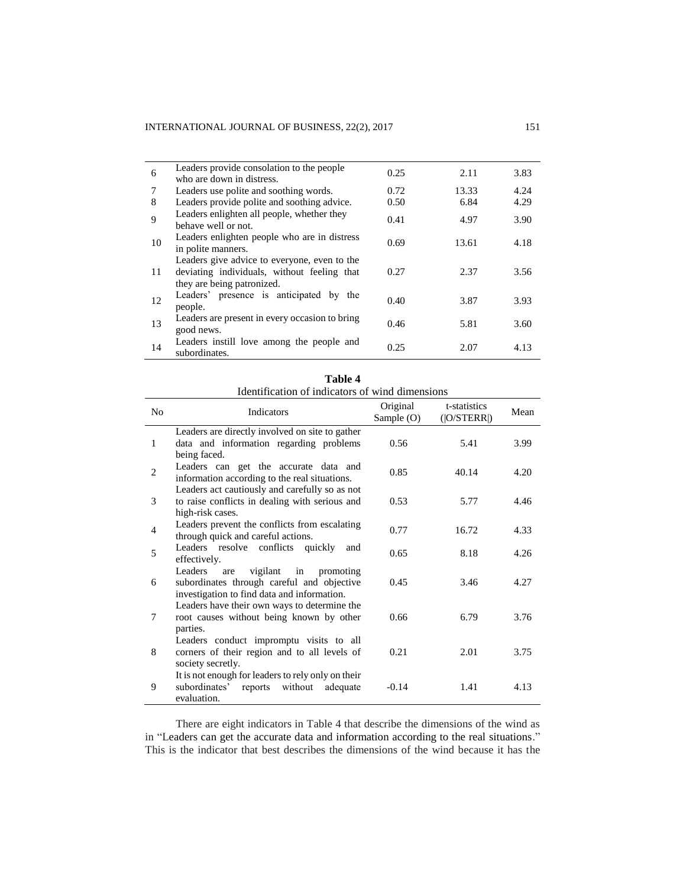| No | Indicators | Original Sample (O) | t-statistics (\|O/STERR\|) | Mean |
|---|---|---|---|---|
| 6 | Leaders provide consolation to the people who are down in distress. | 0.25 | 2.11 | 3.83 |
| 7 | Leaders use polite and soothing words. | 0.72 | 13.33 | 4.24 |
| 8 | Leaders provide polite and soothing advice. | 0.50 | 6.84 | 4.29 |
| 9 | Leaders enlighten all people, whether they behave well or not. | 0.41 | 4.97 | 3.90 |
| 10 | Leaders enlighten people who are in distress in polite manners. | 0.69 | 13.61 | 4.18 |
| 11 | Leaders give advice to everyone, even to the deviating individuals, without feeling that they are being patronized. | 0.27 | 2.37 | 3.56 |
| 12 | Leaders' presence is anticipated by the people. | 0.40 | 3.87 | 3.93 |
| 13 | Leaders are present in every occasion to bring good news. | 0.46 | 5.81 | 3.60 |
| 14 | Leaders instill love among the people and subordinates. | 0.25 | 2.07 | 4.13 |

**Table 4**

Identification of indicators of wind dimensions

| No | Indicators | Original Sample (O) | t-statistics (\|O/STERR\|) | Mean |
|---|---|---|---|---|
| 1 | Leaders are directly involved on site to gather data and information regarding problems being faced. | 0.56 | 5.41 | 3.99 |
| 2 | Leaders can get the accurate data and information according to the real situations. | 0.85 | 40.14 | 4.20 |
| 3 | Leaders act cautiously and carefully so as not to raise conflicts in dealing with serious and high-risk cases. | 0.53 | 5.77 | 4.46 |
| 4 | Leaders prevent the conflicts from escalating through quick and careful actions. | 0.77 | 16.72 | 4.33 |
| 5 | Leaders resolve conflicts quickly and effectively. | 0.65 | 8.18 | 4.26 |
| 6 | Leaders are vigilant in promoting subordinates through careful and objective investigation to find data and information. | 0.45 | 3.46 | 4.27 |
| 7 | Leaders have their own ways to determine the root causes without being known by other parties. | 0.66 | 6.79 | 3.76 |
| 8 | Leaders conduct impromptu visits to all corners of their region and to all levels of society secretly. | 0.21 | 2.01 | 3.75 |
| 9 | It is not enough for leaders to rely only on their subordinates' reports without adequate evaluation. | -0.14 | 1.41 | 4.13 |

There are eight indicators in Table 4 that describe the dimensions of the wind as in "Leaders can get the accurate data and information according to the real situations." This is the indicator that best describes the dimensions of the wind because it has the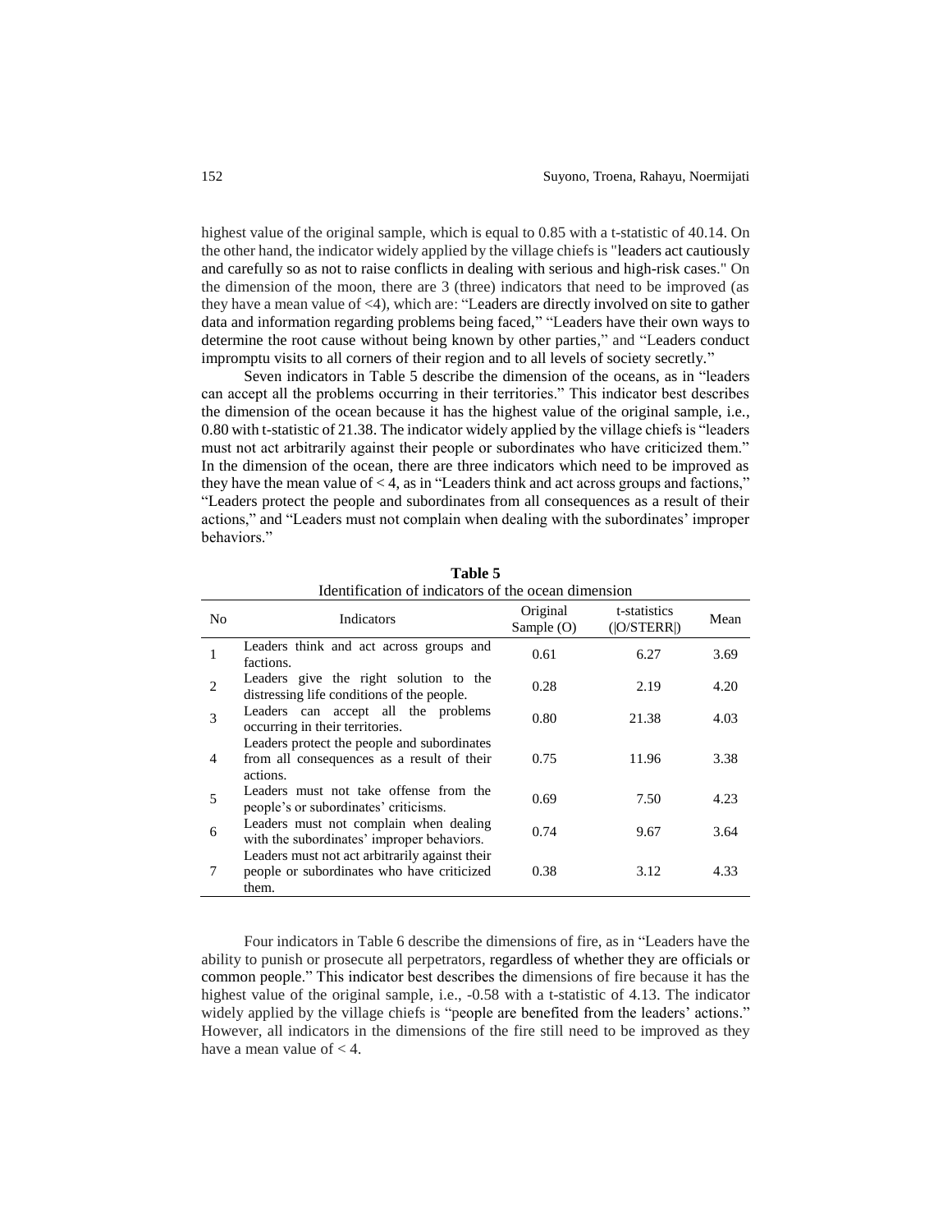highest value of the original sample, which is equal to 0.85 with a t-statistic of 40.14. On the other hand, the indicator widely applied by the village chiefs is "leaders act cautiously and carefully so as not to raise conflicts in dealing with serious and high-risk cases." On the dimension of the moon, there are 3 (three) indicators that need to be improved (as they have a mean value of <4), which are: "Leaders are directly involved on site to gather data and information regarding problems being faced," "Leaders have their own ways to determine the root cause without being known by other parties," and "Leaders conduct impromptu visits to all corners of their region and to all levels of society secretly."

Seven indicators in Table 5 describe the dimension of the oceans, as in "leaders can accept all the problems occurring in their territories." This indicator best describes the dimension of the ocean because it has the highest value of the original sample, i.e., 0.80 with t-statistic of 21.38. The indicator widely applied by the village chiefs is "leaders must not act arbitrarily against their people or subordinates who have criticized them." In the dimension of the ocean, there are three indicators which need to be improved as they have the mean value of < 4, as in "Leaders think and act across groups and factions," "Leaders protect the people and subordinates from all consequences as a result of their actions," and "Leaders must not complain when dealing with the subordinates' improper behaviors."

**Table 5**
Identification of indicators of the ocean dimension

| No | Indicators | Original Sample (O) | t-statistics (\|O/STERR\|) | Mean |
|---|---|---|---|---|
| 1 | Leaders think and act across groups and factions. | 0.61 | 6.27 | 3.69 |
| 2 | Leaders give the right solution to the distressing life conditions of the people. | 0.28 | 2.19 | 4.20 |
| 3 | Leaders can accept all the problems occurring in their territories. | 0.80 | 21.38 | 4.03 |
| 4 | Leaders protect the people and subordinates from all consequences as a result of their actions. | 0.75 | 11.96 | 3.38 |
| 5 | Leaders must not take offense from the people's or subordinates' criticisms. | 0.69 | 7.50 | 4.23 |
| 6 | Leaders must not complain when dealing with the subordinates' improper behaviors. | 0.74 | 9.67 | 3.64 |
| 7 | Leaders must not act arbitrarily against their people or subordinates who have criticized them. | 0.38 | 3.12 | 4.33 |

Four indicators in Table 6 describe the dimensions of fire, as in "Leaders have the ability to punish or prosecute all perpetrators, regardless of whether they are officials or common people." This indicator best describes the dimensions of fire because it has the highest value of the original sample, i.e., -0.58 with a t-statistic of 4.13. The indicator widely applied by the village chiefs is "people are benefited from the leaders' actions." However, all indicators in the dimensions of the fire still need to be improved as they have a mean value of < 4.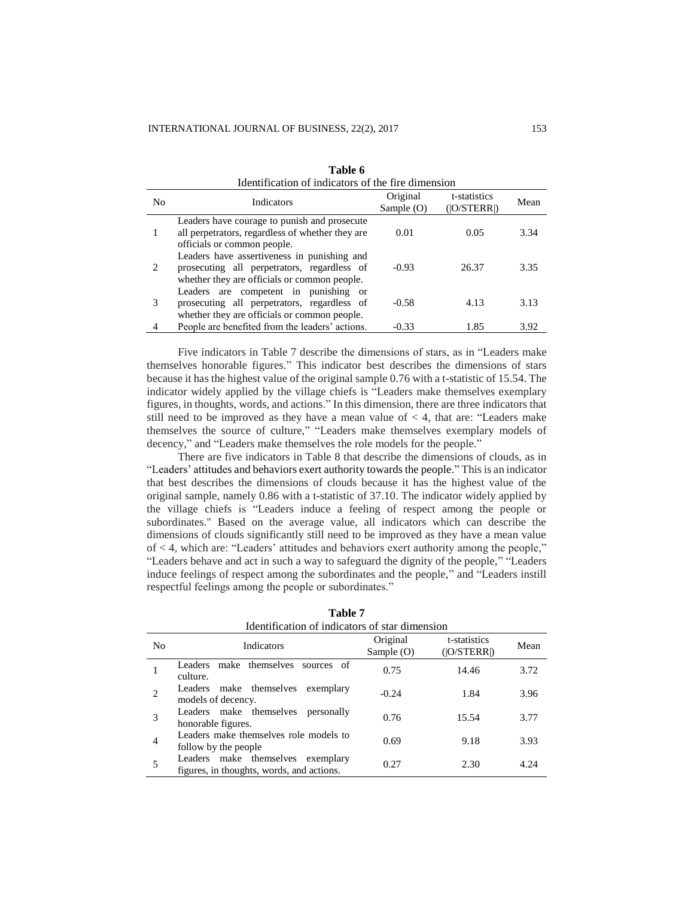**Table 6**

Identification of indicators of the fire dimension

| No | Indicators | Original Sample (O) | t-statistics (\|O/STERR\|) | Mean |
|---|---|---|---|---|
| 1 | Leaders have courage to punish and prosecute all perpetrators, regardless of whether they are officials or common people. | 0.01 | 0.05 | 3.34 |
| 2 | Leaders have assertiveness in punishing and prosecuting all perpetrators, regardless of whether they are officials or common people. | -0.93 | 26.37 | 3.35 |
| 3 | Leaders are competent in punishing or prosecuting all perpetrators, regardless of whether they are officials or common people. | -0.58 | 4.13 | 3.13 |
| 4 | People are benefited from the leaders' actions. | -0.33 | 1.85 | 3.92 |

Five indicators in Table 7 describe the dimensions of stars, as in "Leaders make themselves honorable figures." This indicator best describes the dimensions of stars because it has the highest value of the original sample 0.76 with a t-statistic of 15.54. The indicator widely applied by the village chiefs is "Leaders make themselves exemplary figures, in thoughts, words, and actions." In this dimension, there are three indicators that still need to be improved as they have a mean value of < 4, that are: "Leaders make themselves the source of culture," "Leaders make themselves exemplary models of decency," and "Leaders make themselves the role models for the people."

There are five indicators in Table 8 that describe the dimensions of clouds, as in "Leaders' attitudes and behaviors exert authority towards the people." This is an indicator that best describes the dimensions of clouds because it has the highest value of the original sample, namely 0.86 with a t-statistic of 37.10. The indicator widely applied by the village chiefs is "Leaders induce a feeling of respect among the people or subordinates." Based on the average value, all indicators which can describe the dimensions of clouds significantly still need to be improved as they have a mean value of < 4, which are: "Leaders' attitudes and behaviors exert authority among the people," "Leaders behave and act in such a way to safeguard the dignity of the people," "Leaders induce feelings of respect among the subordinates and the people," and "Leaders instill respectful feelings among the people or subordinates."

**Table 7**

Identification of indicators of star dimension

| No | Indicators | Original Sample (O) | t-statistics (\|O/STERR\|) | Mean |
|---|---|---|---|---|
| 1 | Leaders make themselves sources of culture. | 0.75 | 14.46 | 3.72 |
| 2 | Leaders make themselves exemplary models of decency. | -0.24 | 1.84 | 3.96 |
| 3 | Leaders make themselves personally honorable figures. | 0.76 | 15.54 | 3.77 |
| 4 | Leaders make themselves role models to follow by the people | 0.69 | 9.18 | 3.93 |
| 5 | Leaders make themselves exemplary figures, in thoughts, words, and actions. | 0.27 | 2.30 | 4.24 |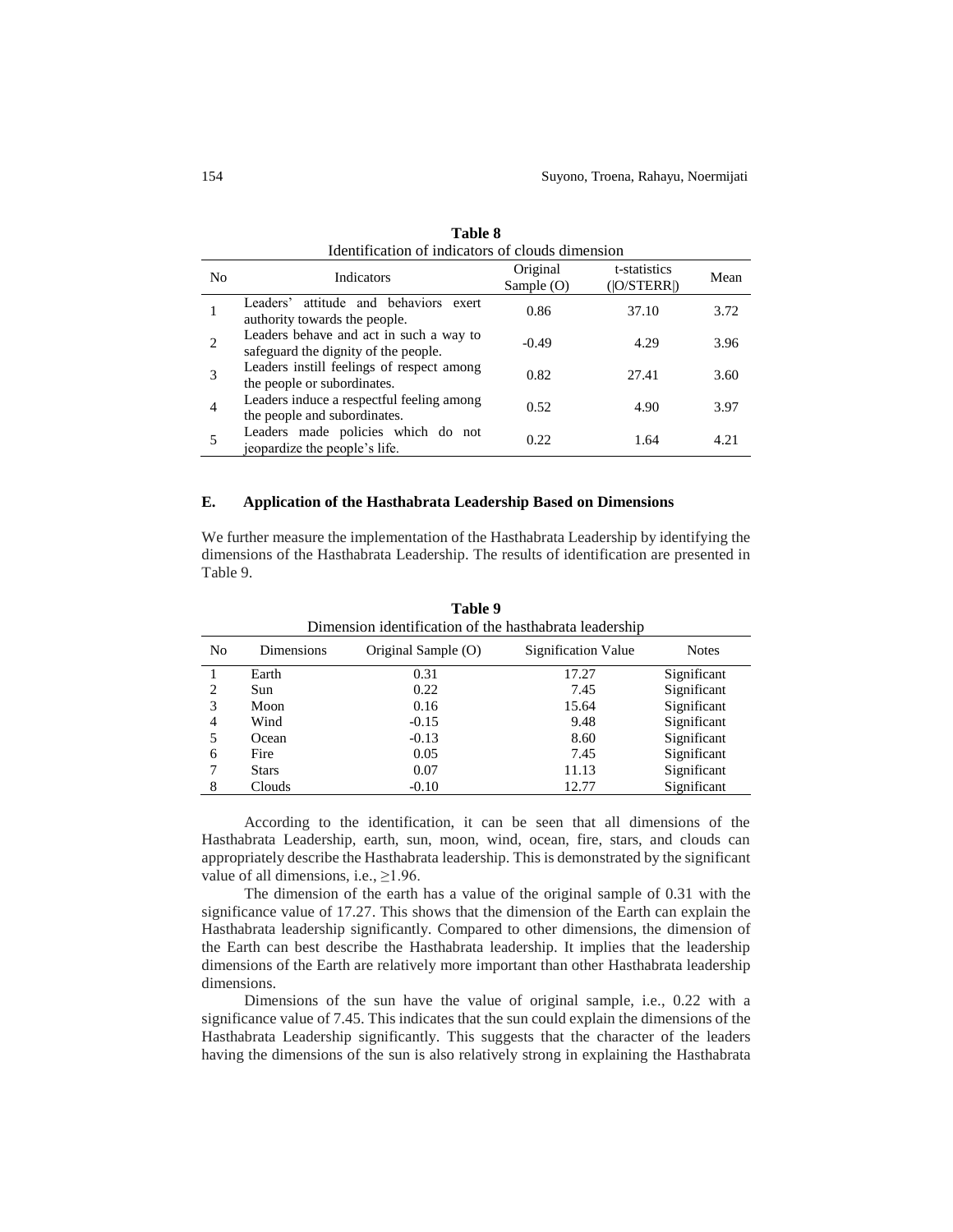**Table 8**
Identification of indicators of clouds dimension

| No | Indicators | Original Sample (O) | t-statistics (\|O/STERR\|) | Mean |
|---|---|---|---|---|
| 1 | Leaders' attitude and behaviors exert authority towards the people. | 0.86 | 37.10 | 3.72 |
| 2 | Leaders behave and act in such a way to safeguard the dignity of the people. | -0.49 | 4.29 | 3.96 |
| 3 | Leaders instill feelings of respect among the people or subordinates. | 0.82 | 27.41 | 3.60 |
| 4 | Leaders induce a respectful feeling among the people and subordinates. | 0.52 | 4.90 | 3.97 |
| 5 | Leaders made policies which do not jeopardize the people's life. | 0.22 | 1.64 | 4.21 |

## E. Application of the Hasthabrata Leadership Based on Dimensions

We further measure the implementation of the Hasthabrata Leadership by identifying the dimensions of the Hasthabrata Leadership. The results of identification are presented in Table 9.

**Table 9**
Dimension identification of the hasthabrata leadership

| No | Dimensions | Original Sample (O) | Signification Value | Notes |
|---|---|---|---|---|
| 1 | Earth | 0.31 | 17.27 | Significant |
| 2 | Sun | 0.22 | 7.45 | Significant |
| 3 | Moon | 0.16 | 15.64 | Significant |
| 4 | Wind | -0.15 | 9.48 | Significant |
| 5 | Ocean | -0.13 | 8.60 | Significant |
| 6 | Fire | 0.05 | 7.45 | Significant |
| 7 | Stars | 0.07 | 11.13 | Significant |
| 8 | Clouds | -0.10 | 12.77 | Significant |

According to the identification, it can be seen that all dimensions of the Hasthabrata Leadership, earth, sun, moon, wind, ocean, fire, stars, and clouds can appropriately describe the Hasthabrata leadership. This is demonstrated by the significant value of all dimensions, i.e., $\geq 1.96$.

The dimension of the earth has a value of the original sample of 0.31 with the significance value of 17.27. This shows that the dimension of the Earth can explain the Hasthabrata leadership significantly. Compared to other dimensions, the dimension of the Earth can best describe the Hasthabrata leadership. It implies that the leadership dimensions of the Earth are relatively more important than other Hasthabrata leadership dimensions.

Dimensions of the sun have the value of original sample, i.e., 0.22 with a significance value of 7.45. This indicates that the sun could explain the dimensions of the Hasthabrata Leadership significantly. This suggests that the character of the leaders having the dimensions of the sun is also relatively strong in explaining the Hasthabrata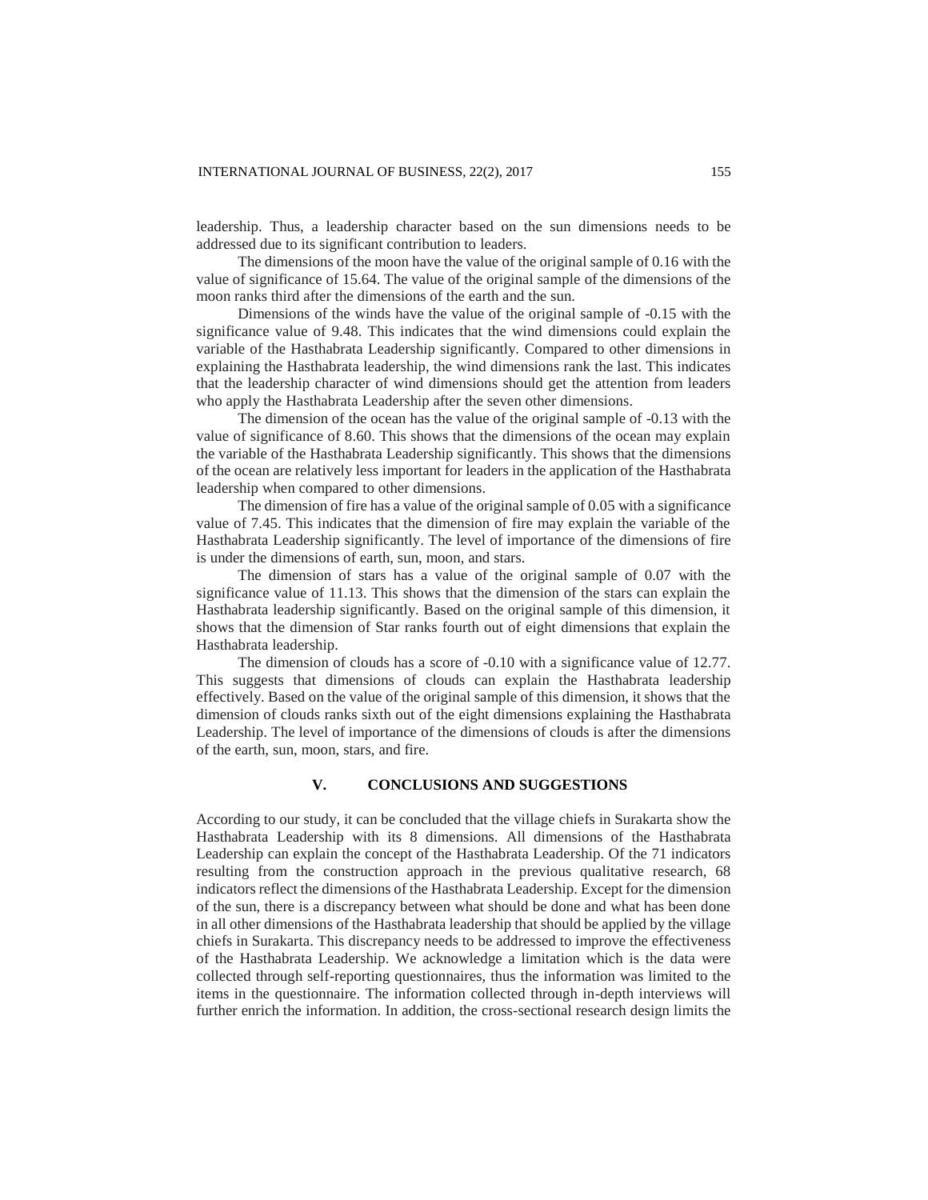leadership. Thus, a leadership character based on the sun dimensions needs to be addressed due to its significant contribution to leaders.

The dimensions of the moon have the value of the original sample of 0.16 with the value of significance of 15.64. The value of the original sample of the dimensions of the moon ranks third after the dimensions of the earth and the sun.

Dimensions of the winds have the value of the original sample of -0.15 with the significance value of 9.48. This indicates that the wind dimensions could explain the variable of the Hasthabrata Leadership significantly. Compared to other dimensions in explaining the Hasthabrata leadership, the wind dimensions rank the last. This indicates that the leadership character of wind dimensions should get the attention from leaders who apply the Hasthabrata Leadership after the seven other dimensions.

The dimension of the ocean has the value of the original sample of -0.13 with the value of significance of 8.60. This shows that the dimensions of the ocean may explain the variable of the Hasthabrata Leadership significantly. This shows that the dimensions of the ocean are relatively less important for leaders in the application of the Hasthabrata leadership when compared to other dimensions.

The dimension of fire has a value of the original sample of 0.05 with a significance value of 7.45. This indicates that the dimension of fire may explain the variable of the Hasthabrata Leadership significantly. The level of importance of the dimensions of fire is under the dimensions of earth, sun, moon, and stars.

The dimension of stars has a value of the original sample of 0.07 with the significance value of 11.13. This shows that the dimension of the stars can explain the Hasthabrata leadership significantly. Based on the original sample of this dimension, it shows that the dimension of Star ranks fourth out of eight dimensions that explain the Hasthabrata leadership.

The dimension of clouds has a score of -0.10 with a significance value of 12.77. This suggests that dimensions of clouds can explain the Hasthabrata leadership effectively. Based on the value of the original sample of this dimension, it shows that the dimension of clouds ranks sixth out of the eight dimensions explaining the Hasthabrata Leadership. The level of importance of the dimensions of clouds is after the dimensions of the earth, sun, moon, stars, and fire.

## V. CONCLUSIONS AND SUGGESTIONS

According to our study, it can be concluded that the village chiefs in Surakarta show the Hasthabrata Leadership with its 8 dimensions. All dimensions of the Hasthabrata Leadership can explain the concept of the Hasthabrata Leadership. Of the 71 indicators resulting from the construction approach in the previous qualitative research, 68 indicators reflect the dimensions of the Hasthabrata Leadership. Except for the dimension of the sun, there is a discrepancy between what should be done and what has been done in all other dimensions of the Hasthabrata leadership that should be applied by the village chiefs in Surakarta. This discrepancy needs to be addressed to improve the effectiveness of the Hasthabrata Leadership. We acknowledge a limitation which is the data were collected through self-reporting questionnaires, thus the information was limited to the items in the questionnaire. The information collected through in-depth interviews will further enrich the information. In addition, the cross-sectional research design limits the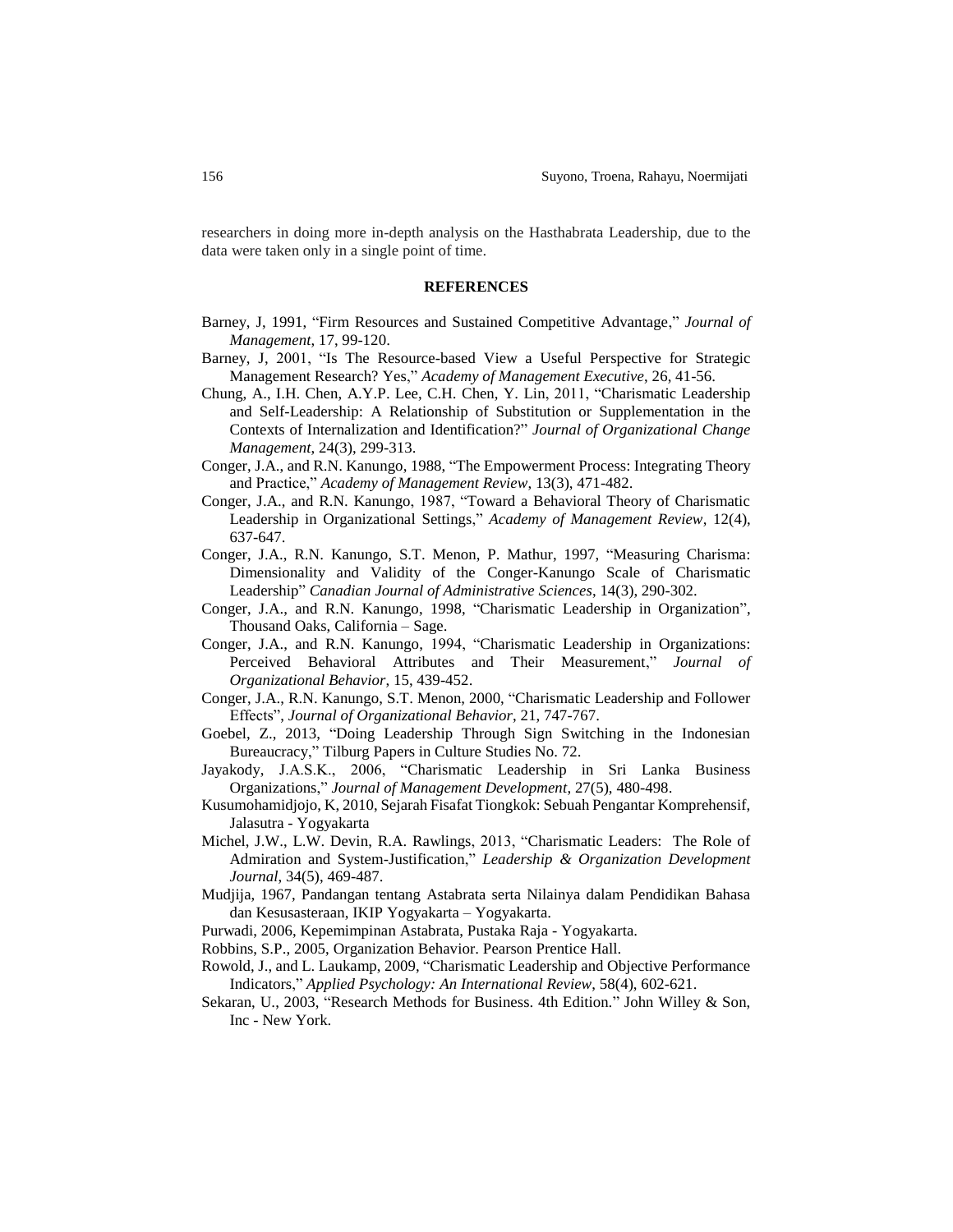researchers in doing more in-depth analysis on the Hasthabrata Leadership, due to the data were taken only in a single point of time.

## REFERENCES

Barney, J, 1991, "Firm Resources and Sustained Competitive Advantage," *Journal of Management*, 17, 99-120.

Barney, J, 2001, "Is The Resource-based View a Useful Perspective for Strategic Management Research? Yes," *Academy of Management Executive*, 26, 41-56.

Chung, A., I.H. Chen, A.Y.P. Lee, C.H. Chen, Y. Lin, 2011, "Charismatic Leadership and Self-Leadership: A Relationship of Substitution or Supplementation in the Contexts of Internalization and Identification?" *Journal of Organizational Change Management*, 24(3), 299-313.

Conger, J.A., and R.N. Kanungo, 1988, "The Empowerment Process: Integrating Theory and Practice," *Academy of Management Review*, 13(3), 471-482.

Conger, J.A., and R.N. Kanungo, 1987, "Toward a Behavioral Theory of Charismatic Leadership in Organizational Settings," *Academy of Management Review*, 12(4), 637-647.

Conger, J.A., R.N. Kanungo, S.T. Menon, P. Mathur, 1997, "Measuring Charisma: Dimensionality and Validity of the Conger-Kanungo Scale of Charismatic Leadership" *Canadian Journal of Administrative Sciences*, 14(3), 290-302.

Conger, J.A., and R.N. Kanungo, 1998, "Charismatic Leadership in Organization", Thousand Oaks, California – Sage.

Conger, J.A., and R.N. Kanungo, 1994, "Charismatic Leadership in Organizations: Perceived Behavioral Attributes and Their Measurement," *Journal of Organizational Behavior*, 15, 439-452.

Conger, J.A., R.N. Kanungo, S.T. Menon, 2000, "Charismatic Leadership and Follower Effects", *Journal of Organizational Behavior*, 21, 747-767.

Goebel, Z., 2013, "Doing Leadership Through Sign Switching in the Indonesian Bureaucracy," Tilburg Papers in Culture Studies No. 72.

Jayakody, J.A.S.K., 2006, "Charismatic Leadership in Sri Lanka Business Organizations," *Journal of Management Development*, 27(5), 480-498.

Kusumohamidjojo, K, 2010, Sejarah Fisafat Tiongkok: Sebuah Pengantar Komprehensif, Jalasutra - Yogyakarta

Michel, J.W., L.W. Devin, R.A. Rawlings, 2013, "Charismatic Leaders: The Role of Admiration and System-Justification," *Leadership & Organization Development Journal*, 34(5), 469-487.

Mudjija, 1967, Pandangan tentang Astabrata serta Nilainya dalam Pendidikan Bahasa dan Kesusasteraan, IKIP Yogyakarta – Yogyakarta.

Purwadi, 2006, Kepemimpinan Astabrata, Pustaka Raja - Yogyakarta.

Robbins, S.P., 2005, Organization Behavior. Pearson Prentice Hall.

Rowold, J., and L. Laukamp, 2009, "Charismatic Leadership and Objective Performance Indicators," *Applied Psychology: An International Review*, 58(4), 602-621.

Sekaran, U., 2003, "Research Methods for Business. 4th Edition." John Willey & Son, Inc - New York.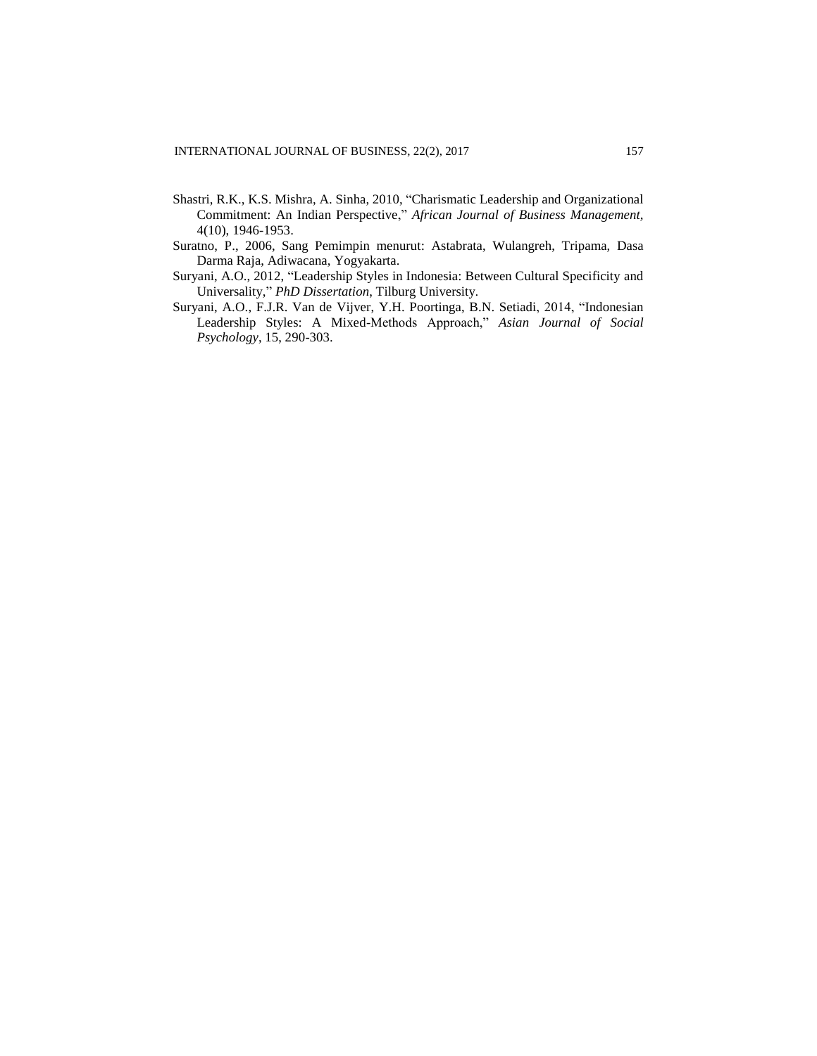Shastri, R.K., K.S. Mishra, A. Sinha, 2010, "Charismatic Leadership and Organizational Commitment: An Indian Perspective," *African Journal of Business Management*, 4(10), 1946-1953.

Suratno, P., 2006, Sang Pemimpin menurut: Astabrata, Wulangreh, Tripama, Dasa Darma Raja, Adiwacana, Yogyakarta.

Suryani, A.O., 2012, "Leadership Styles in Indonesia: Between Cultural Specificity and Universality," *PhD Dissertation*, Tilburg University.

Suryani, A.O., F.J.R. Van de Vijver, Y.H. Poortinga, B.N. Setiadi, 2014, "Indonesian Leadership Styles: A Mixed-Methods Approach," *Asian Journal of Social Psychology*, 15, 290-303.